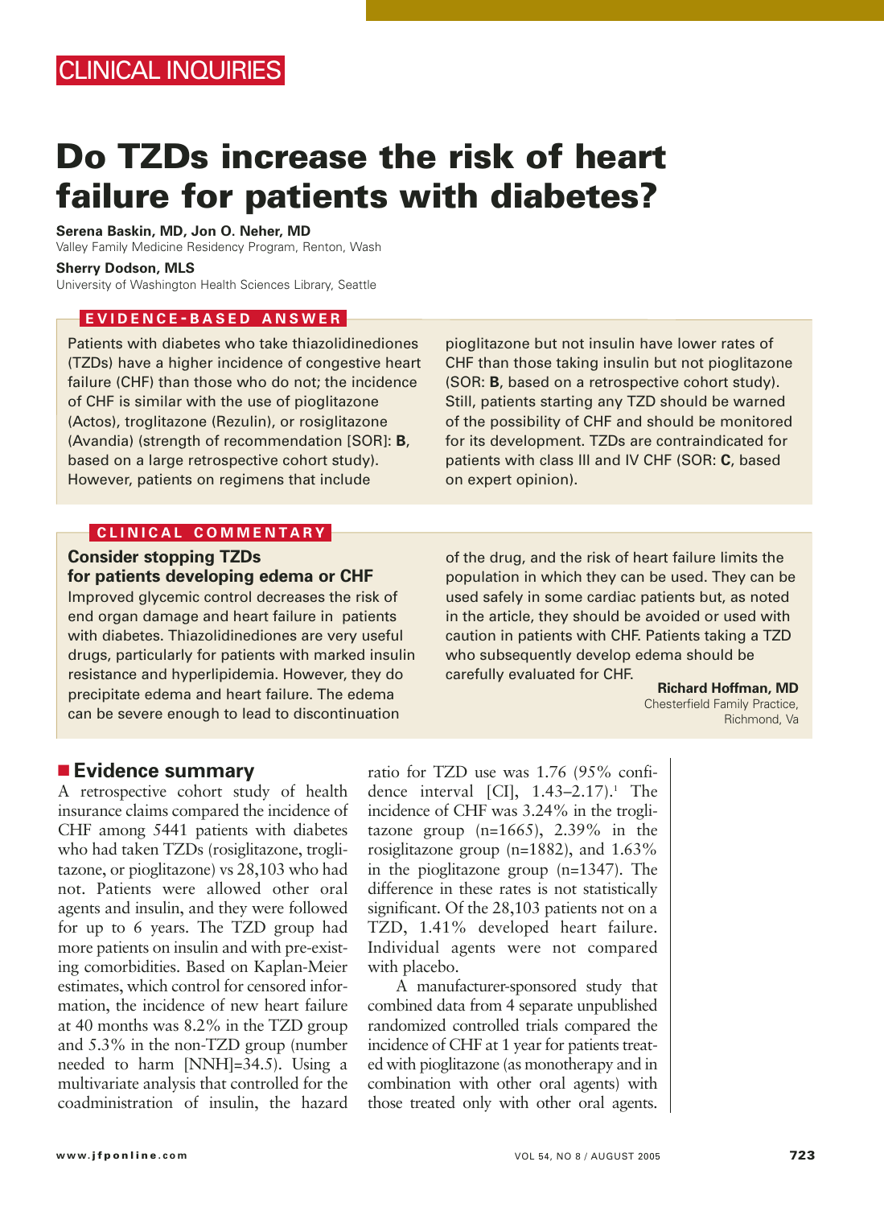CLINICAL INQUIRIES

# Do TZDs increase the risk of heart failure for patients with diabetes?

**Serena Baskin, MD, Jon O. Neher, MD**
Valley Family Medicine Residency Program, Renton, Wash

**Sherry Dodson, MLS**
University of Washington Health Sciences Library, Seattle

## EVIDENCE-BASED ANSWER

Patients with diabetes who take thiazolidinediones (TZDs) have a higher incidence of congestive heart failure (CHF) than those who do not; the incidence of CHF is similar with the use of pioglitazone (Actos), troglitazone (Rezulin), or rosiglitazone (Avandia) (strength of recommendation [SOR]: **B**, based on a large retrospective cohort study). However, patients on regimens that include pioglitazone but not insulin have lower rates of CHF than those taking insulin but not pioglitazone (SOR: **B**, based on a retrospective cohort study). Still, patients starting any TZD should be warned of the possibility of CHF and should be monitored for its development. TZDs are contraindicated for patients with class III and IV CHF (SOR: **C**, based on expert opinion).

## CLINICAL COMMENTARY

### Consider stopping TZDs for patients developing edema or CHF

Improved glycemic control decreases the risk of end organ damage and heart failure in patients with diabetes. Thiazolidinediones are very useful drugs, particularly for patients with marked insulin resistance and hyperlipidemia. However, they do precipitate edema and heart failure. The edema can be severe enough to lead to discontinuation of the drug, and the risk of heart failure limits the population in which they can be used. They can be used safely in some cardiac patients but, as noted in the article, they should be avoided or used with caution in patients with CHF. Patients taking a TZD who subsequently develop edema should be carefully evaluated for CHF.

**Richard Hoffman, MD**
Chesterfield Family Practice, Richmond, Va

## Evidence summary

A retrospective cohort study of health insurance claims compared the incidence of CHF among 5441 patients with diabetes who had taken TZDs (rosiglitazone, troglitazone, or pioglitazone) vs 28,103 who had not. Patients were allowed other oral agents and insulin, and they were followed for up to 6 years. The TZD group had more patients on insulin and with pre-existing comorbidities. Based on Kaplan-Meier estimates, which control for censored information, the incidence of new heart failure at 40 months was 8.2% in the TZD group and 5.3% in the non-TZD group (number needed to harm [NNH]=34.5). Using a multivariate analysis that controlled for the coadministration of insulin, the hazard ratio for TZD use was 1.76 (95% confidence interval [CI], 1.43–2.17).[1] The incidence of CHF was 3.24% in the troglitazone group (n=1665), 2.39% in the rosiglitazone group (n=1882), and 1.63% in the pioglitazone group (n=1347). The difference in these rates is not statistically significant. Of the 28,103 patients not on a TZD, 1.41% developed heart failure. Individual agents were not compared with placebo.

A manufacturer-sponsored study that combined data from 4 separate unpublished randomized controlled trials compared the incidence of CHF at 1 year for patients treated with pioglitazone (as monotherapy and in combination with other oral agents) with those treated only with other oral agents.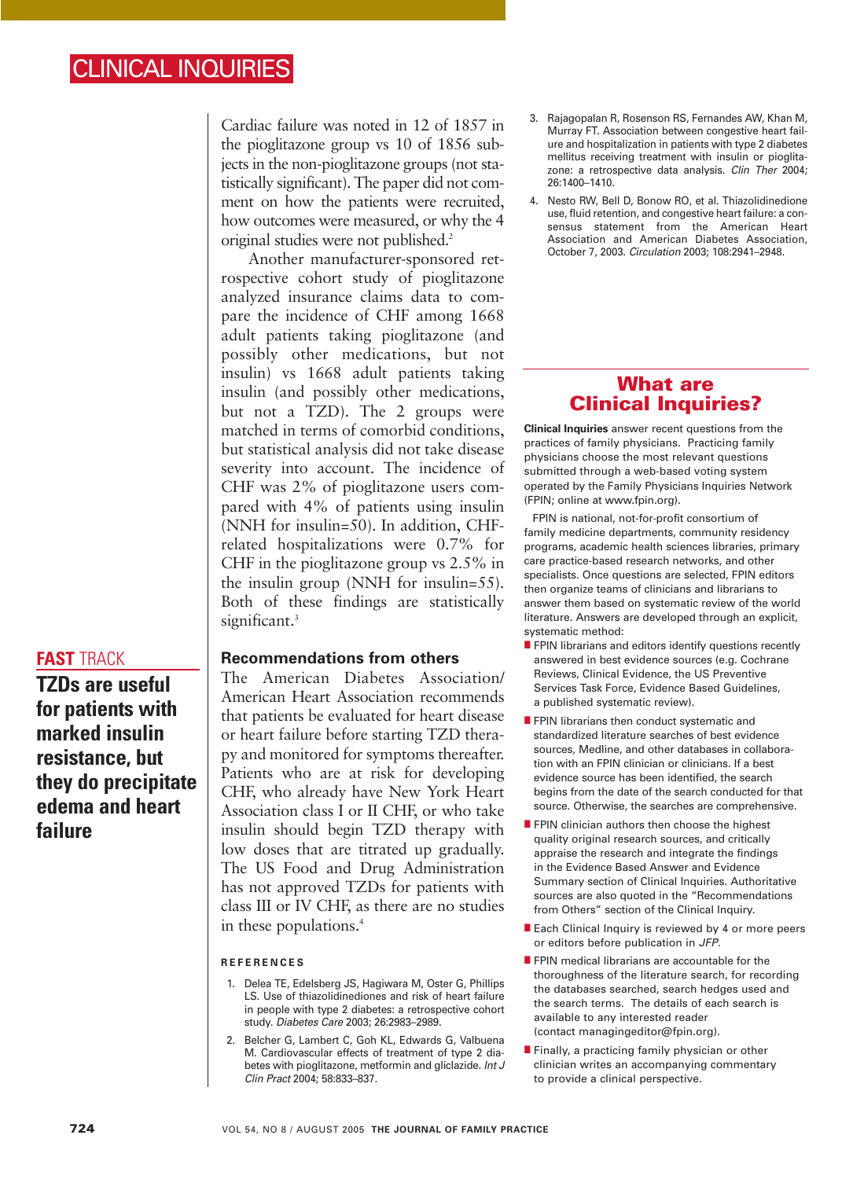Cardiac failure was noted in 12 of 1857 in the pioglitazone group vs 10 of 1856 subjects in the non-pioglitazone groups (not statistically significant). The paper did not comment on how the patients were recruited, how outcomes were measured, or why the 4 original studies were not published.[2]

Another manufacturer-sponsored retrospective cohort study of pioglitazone analyzed insurance claims data to compare the incidence of CHF among 1668 adult patients taking pioglitazone (and possibly other medications, but not insulin) vs 1668 adult patients taking insulin (and possibly other medications, but not a TZD). The 2 groups were matched in terms of comorbid conditions, but statistical analysis did not take disease severity into account. The incidence of CHF was 2% of pioglitazone users compared with 4% of patients using insulin (NNH for insulin=50). In addition, CHF-related hospitalizations were 0.7% for CHF in the pioglitazone group vs 2.5% in the insulin group (NNH for insulin=55). Both of these findings are statistically significant.[3]

**FAST TRACK**

**TZDs are useful for patients with marked insulin resistance, but they do precipitate edema and heart failure**

## Recommendations from others

The American Diabetes Association/American Heart Association recommends that patients be evaluated for heart disease or heart failure before starting TZD therapy and monitored for symptoms thereafter. Patients who are at risk for developing CHF, who already have New York Heart Association class I or II CHF, or who take insulin should begin TZD therapy with low doses that are titrated up gradually. The US Food and Drug Administration has not approved TZDs for patients with class III or IV CHF, as there are no studies in these populations.[4]

### REFERENCES

1. Delea TE, Edelsberg JS, Hagiwara M, Oster G, Phillips LS. Use of thiazolidinediones and risk of heart failure in people with type 2 diabetes: a retrospective cohort study. *Diabetes Care* 2003; 26:2983–2989.
2. Belcher G, Lambert C, Goh KL, Edwards G, Valbuena M. Cardiovascular effects of treatment of type 2 diabetes with pioglitazone, metformin and gliclazide. *Int J Clin Pract* 2004; 58:833–837.
3. Rajagopalan R, Rosenson RS, Fernandes AW, Khan M, Murray FT. Association between congestive heart failure and hospitalization in patients with type 2 diabetes mellitus receiving treatment with insulin or pioglitazone: a retrospective data analysis. *Clin Ther* 2004; 26:1400–1410.
4. Nesto RW, Bell D, Bonow RO, et al. Thiazolidinedione use, fluid retention, and congestive heart failure: a consensus statement from the American Heart Association and American Diabetes Association, October 7, 2003. *Circulation* 2003; 108:2941–2948.

## What are Clinical Inquiries?

**Clinical Inquiries** answer recent questions from the practices of family physicians. Practicing family physicians choose the most relevant questions submitted through a web-based voting system operated by the Family Physicians Inquiries Network (FPIN; online at www.fpin.org).

FPIN is national, not-for-profit consortium of family medicine departments, community residency programs, academic health sciences libraries, primary care practice-based research networks, and other specialists. Once questions are selected, FPIN editors then organize teams of clinicians and librarians to answer them based on systematic review of the world literature. Answers are developed through an explicit, systematic method:

- FPIN librarians and editors identify questions recently answered in best evidence sources (e.g. Cochrane Reviews, Clinical Evidence, the US Preventive Services Task Force, Evidence Based Guidelines, a published systematic review).
- FPIN librarians then conduct systematic and standardized literature searches of best evidence sources, Medline, and other databases in collaboration with an FPIN clinician or clinicians. If a best evidence source has been identified, the search begins from the date of the search conducted for that source. Otherwise, the searches are comprehensive.
- FPIN clinician authors then choose the highest quality original research sources, and critically appraise the research and integrate the findings in the Evidence Based Answer and Evidence Summary section of Clinical Inquiries. Authoritative sources are also quoted in the "Recommendations from Others" section of the Clinical Inquiry.
- Each Clinical Inquiry is reviewed by 4 or more peers or editors before publication in *JFP*.
- FPIN medical librarians are accountable for the thoroughness of the literature search, for recording the databases searched, search hedges used and the search terms. The details of each search is available to any interested reader (contact managingeditor@fpin.org).
- Finally, a practicing family physician or other clinician writes an accompanying commentary to provide a clinical perspective.